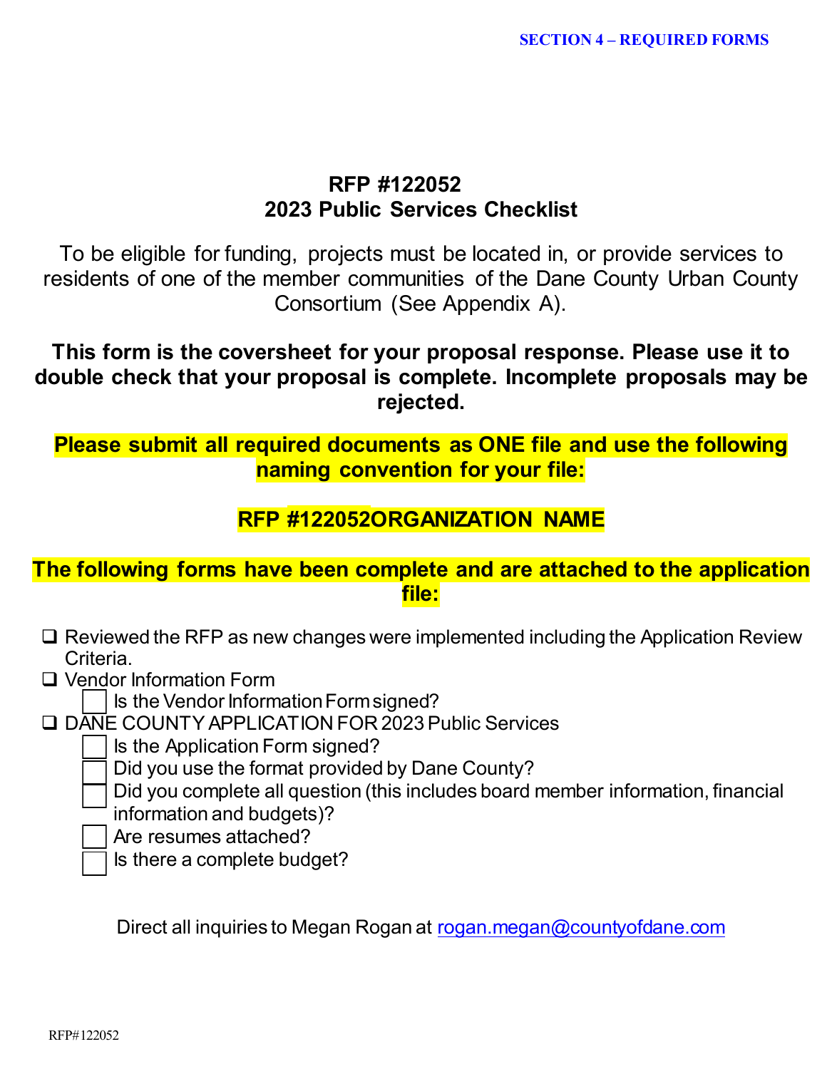SECTION 4 – REQUIRED FORMS

# RFP #122052
## 2023 Public Services Checklist

To be eligible for funding, projects must be located in, or provide services to residents of one of the member communities of the Dane County Urban County Consortium (See Appendix A).

**This form is the coversheet for your proposal response. Please use it to double check that your proposal is complete. Incomplete proposals may be rejected.**

**Please submit all required documents as ONE file and use the following naming convention for your file:**

**RFP #122052ORGANIZATION NAME**

**The following forms have been complete and are attached to the application file:**

- ❑ Reviewed the RFP as new changes were implemented including the Application Review Criteria.
- ❑ Vendor Information Form
  - ☐ Is the Vendor Information Form signed?
- ❑ DANE COUNTY APPLICATION FOR 2023 Public Services
  - ☐ Is the Application Form signed?
  - ☐ Did you use the format provided by Dane County?
  - ☐ Did you complete all question (this includes board member information, financial information and budgets)?
  - ☐ Are resumes attached?
  - ☐ Is there a complete budget?

Direct all inquiries to Megan Rogan at rogan.megan@countyofdane.com

RFP#122052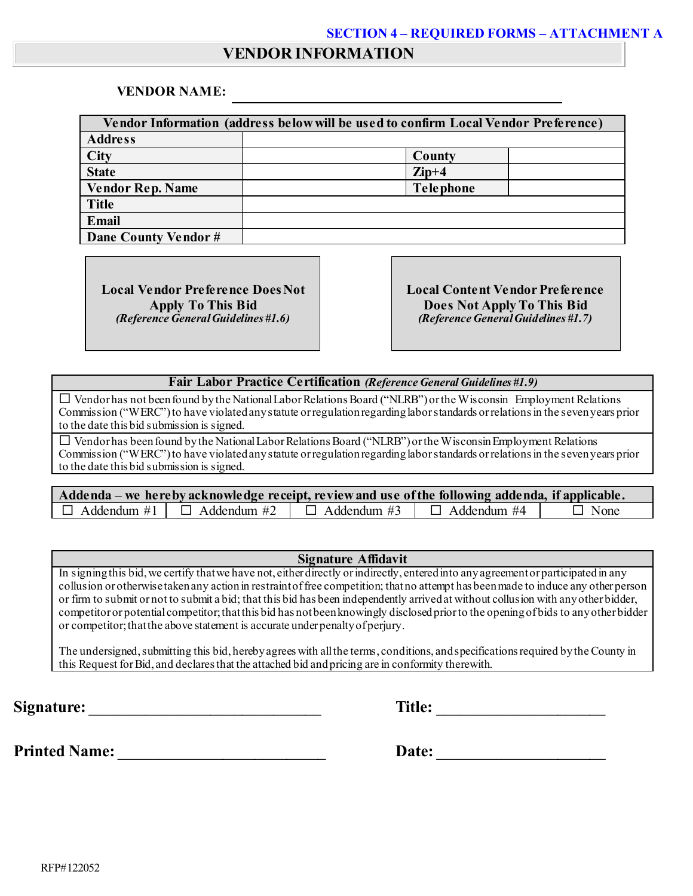**SECTION 4 – REQUIRED FORMS – ATTACHMENT A**

# VENDOR INFORMATION

**VENDOR NAME:** ______________________________________________

| Vendor Information (address below will be used to confirm Local Vendor Preference) | | | |
|---|---|---|---|
| **Address** | | | |
| **City** | | **County** | |
| **State** | | **Zip+4** | |
| **Vendor Rep. Name** | | **Telephone** | |
| **Title** | | | |
| **Email** | | | |
| **Dane County Vendor #** | | | |

**Local Vendor Preference Does Not Apply To This Bid**
*(Reference General Guidelines #1.6)*

**Local Content Vendor Preference Does Not Apply To This Bid**
*(Reference General Guidelines #1.7)*

| **Fair Labor Practice Certification** *(Reference General Guidelines #1.9)* |
|---|
| ☐ Vendor has not been found by the National Labor Relations Board ("NLRB") or the Wisconsin Employment Relations Commission ("WERC") to have violated any statute or regulation regarding labor standards or relations in the seven years prior to the date this bid submission is signed. |
| ☐ Vendor has been found by the National Labor Relations Board ("NLRB") or the Wisconsin Employment Relations Commission ("WERC") to have violated any statute or regulation regarding labor standards or relations in the seven years prior to the date this bid submission is signed. |

| **Addenda – we hereby acknowledge receipt, review and use of the following addenda, if applicable.** | | | | |
|---|---|---|---|---|
| ☐ Addendum #1 | ☐ Addendum #2 | ☐ Addendum #3 | ☐ Addendum #4 | ☐ None |

| **Signature Affidavit** |
|---|
| In signing this bid, we certify that we have not, either directly or indirectly, entered into any agreement or participated in any collusion or otherwise taken any action in restraint of free competition; that no attempt has been made to induce any other person or firm to submit or not to submit a bid; that this bid has been independently arrived at without collusion with any other bidder, competitor or potential competitor; that this bid has not been knowingly disclosed prior to the opening of bids to any other bidder or competitor; that the above statement is accurate under penalty of perjury.<br><br>The undersigned, submitting this bid, hereby agrees with all the terms, conditions, and specifications required by the County in this Request for Bid, and declares that the attached bid and pricing are in conformity therewith. |

**Signature:** ______________________________ **Title:** ______________________

**Printed Name:** ___________________________ **Date:** ______________________

RFP#122052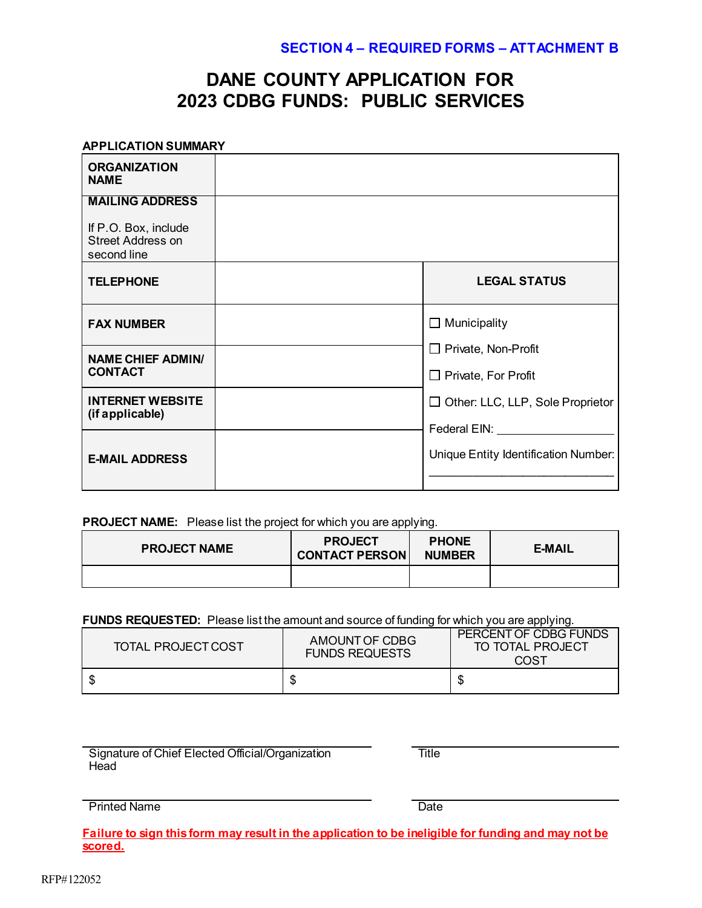**SECTION 4 – REQUIRED FORMS – ATTACHMENT B**

# DANE COUNTY APPLICATION FOR 2023 CDBG FUNDS: PUBLIC SERVICES

**APPLICATION SUMMARY**

| | | |
|---|---|---|
| **ORGANIZATION NAME** | | |
| **MAILING ADDRESS**<br><br>If P.O. Box, include Street Address on second line | | |
| **TELEPHONE** | | **LEGAL STATUS** |
| **FAX NUMBER** | | ☐ Municipality<br>☐ Private, Non-Profit<br>☐ Private, For Profit<br>☐ Other: LLC, LLP, Sole Proprietor<br>Federal EIN: ________________<br>Unique Entity Identification Number: ________________ |
| **NAME CHIEF ADMIN/ CONTACT** | | |
| **INTERNET WEBSITE (if applicable)** | | |
| **E-MAIL ADDRESS** | | |

**PROJECT NAME:** Please list the project for which you are applying.

| PROJECT NAME | PROJECT CONTACT PERSON | PHONE NUMBER | E-MAIL |
|---|---|---|---|
| | | | |

**FUNDS REQUESTED:** Please list the amount and source of funding for which you are applying.

| TOTAL PROJECT COST | AMOUNT OF CDBG FUNDS REQUESTS | PERCENT OF CDBG FUNDS TO TOTAL PROJECT COST |
|---|---|---|
| $ | $ | $ |

______________________________ Signature of Chief Elected Official/Organization Head

______________________________ Title

______________________________ Printed Name

______________________________ Date

**Failure to sign this form may result in the application to be ineligible for funding and may not be scored.**

RFP#122052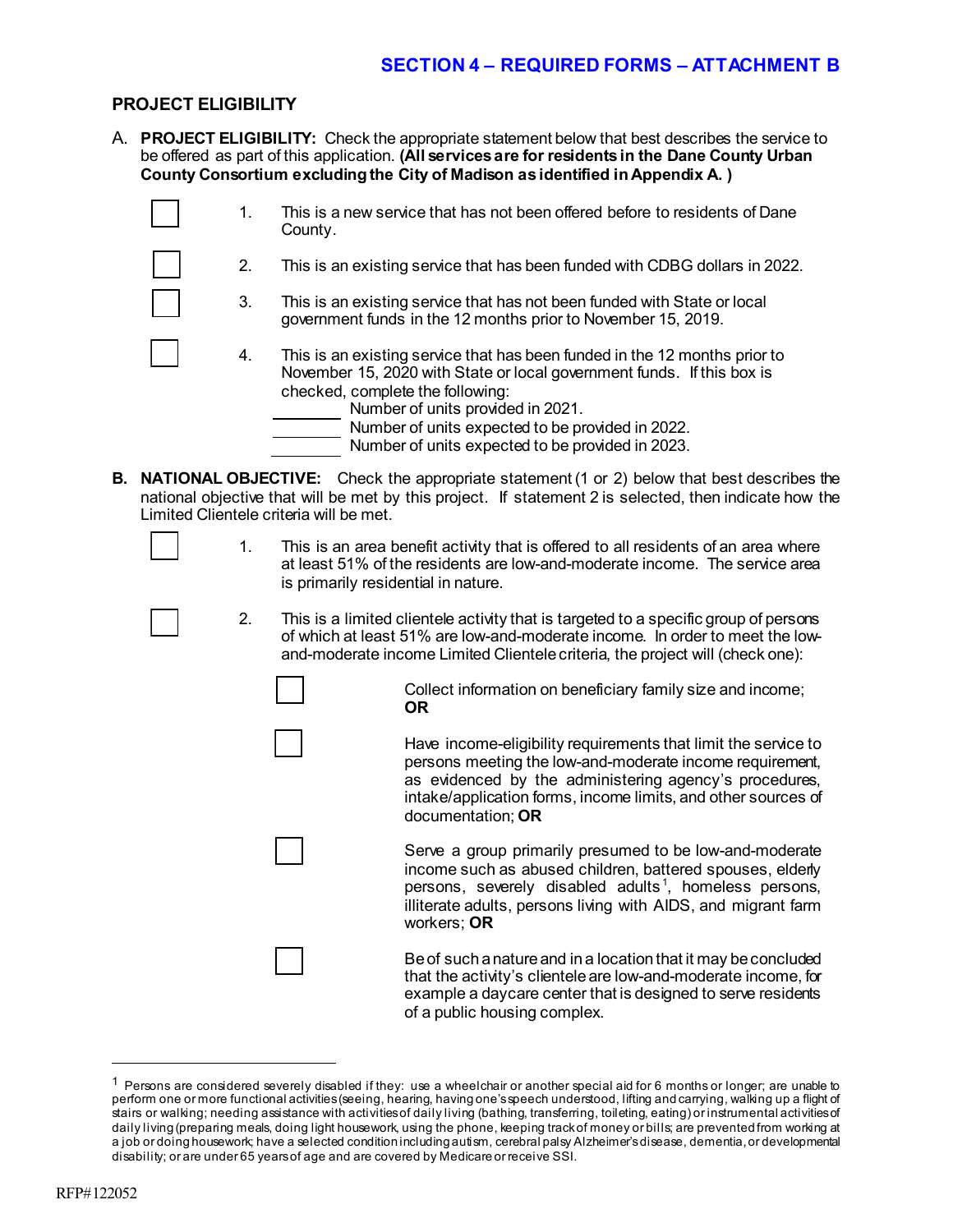## SECTION 4 – REQUIRED FORMS – ATTACHMENT B

### PROJECT ELIGIBILITY

A. **PROJECT ELIGIBILITY:** Check the appropriate statement below that best describes the service to be offered as part of this application. **(All services are for residents in the Dane County Urban County Consortium excluding the City of Madison as identified in Appendix A. )**

☐ 1. This is a new service that has not been offered before to residents of Dane County.

☐ 2. This is an existing service that has been funded with CDBG dollars in 2022.

☐ 3. This is an existing service that has not been funded with State or local government funds in the 12 months prior to November 15, 2019.

☐ 4. This is an existing service that has been funded in the 12 months prior to November 15, 2020 with State or local government funds. If this box is checked, complete the following:

________ Number of units provided in 2021.
________ Number of units expected to be provided in 2022.
________ Number of units expected to be provided in 2023.

**B. NATIONAL OBJECTIVE:** Check the appropriate statement (1 or 2) below that best describes the national objective that will be met by this project. If statement 2 is selected, then indicate how the Limited Clientele criteria will be met.

☐ 1. This is an area benefit activity that is offered to all residents of an area where at least 51% of the residents are low-and-moderate income. The service area is primarily residential in nature.

☐ 2. This is a limited clientele activity that is targeted to a specific group of persons of which at least 51% are low-and-moderate income. In order to meet the low-and-moderate income Limited Clientele criteria, the project will (check one):

☐ Collect information on beneficiary family size and income; **OR**

☐ Have income-eligibility requirements that limit the service to persons meeting the low-and-moderate income requirement, as evidenced by the administering agency's procedures, intake/application forms, income limits, and other sources of documentation; **OR**

☐ Serve a group primarily presumed to be low-and-moderate income such as abused children, battered spouses, elderly persons, severely disabled adults[1], homeless persons, illiterate adults, persons living with AIDS, and migrant farm workers; **OR**

☐ Be of such a nature and in a location that it may be concluded that the activity's clientele are low-and-moderate income, for example a daycare center that is designed to serve residents of a public housing complex.

---

[1] Persons are considered severely disabled if they: use a wheelchair or another special aid for 6 months or longer; are unable to perform one or more functional activities (seeing, hearing, having one's speech understood, lifting and carrying, walking up a flight of stairs or walking; needing assistance with activities of daily living (bathing, transferring, toileting, eating) or instrumental activities of daily living (preparing meals, doing light housework, using the phone, keeping track of money or bills; are prevented from working at a job or doing housework; have a selected condition including autism, cerebral palsy Alzheimer's disease, dementia, or developmental disability; or are under 65 years of age and are covered by Medicare or receive SSI.

RFP#122052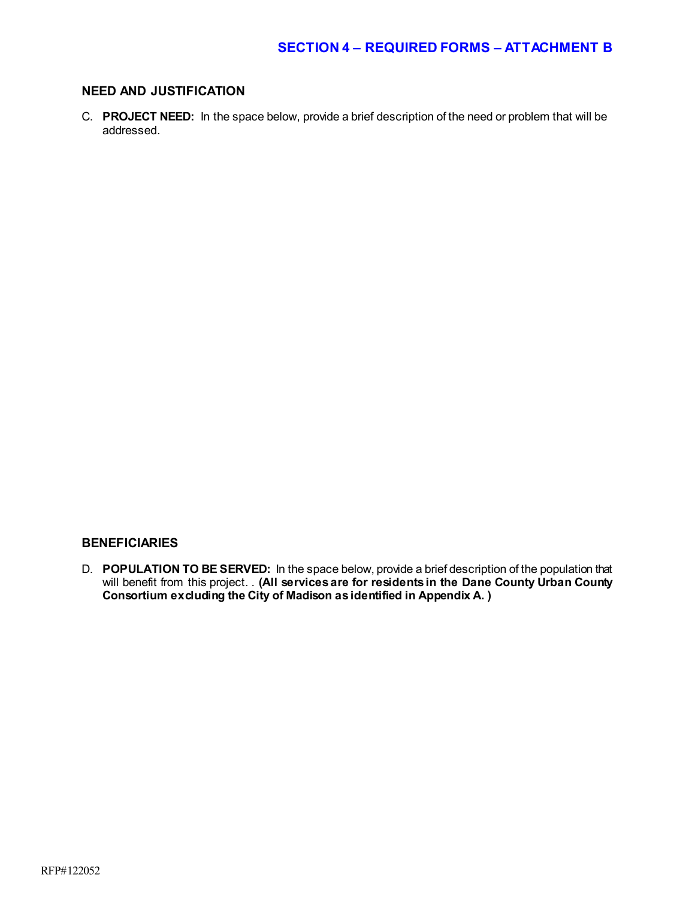## SECTION 4 – REQUIRED FORMS – ATTACHMENT B

### NEED AND JUSTIFICATION

C. **PROJECT NEED:** In the space below, provide a brief description of the need or problem that will be addressed.

### BENEFICIARIES

D. **POPULATION TO BE SERVED:** In the space below, provide a brief description of the population that will benefit from this project. . **(All services are for residents in the Dane County Urban County Consortium excluding the City of Madison as identified in Appendix A. )**

RFP#122052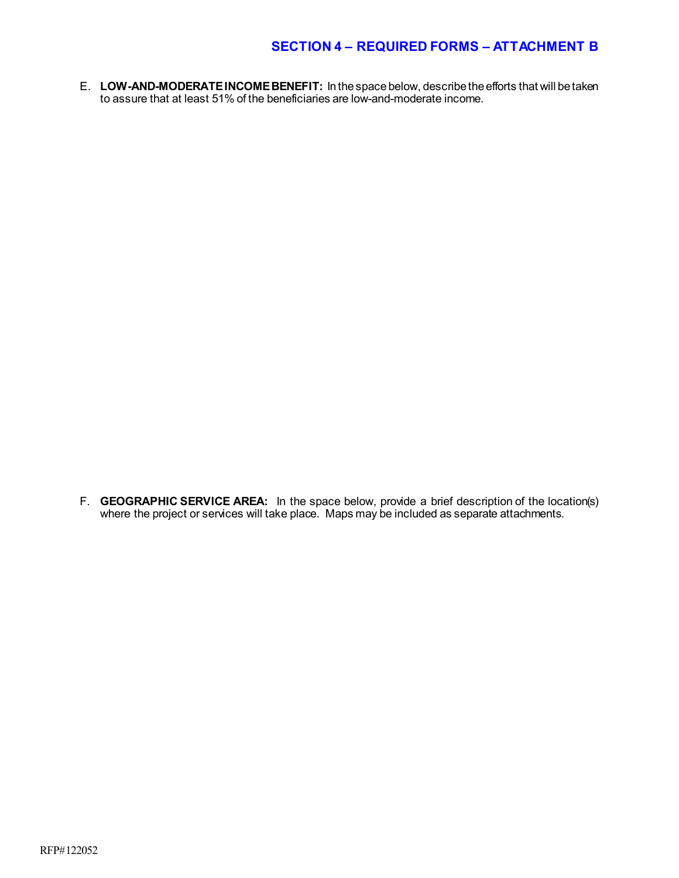## SECTION 4 – REQUIRED FORMS – ATTACHMENT B

E. **LOW-AND-MODERATE INCOME BENEFIT:** In the space below, describe the efforts that will be taken to assure that at least 51% of the beneficiaries are low-and-moderate income.

F. **GEOGRAPHIC SERVICE AREA:** In the space below, provide a brief description of the location(s) where the project or services will take place. Maps may be included as separate attachments.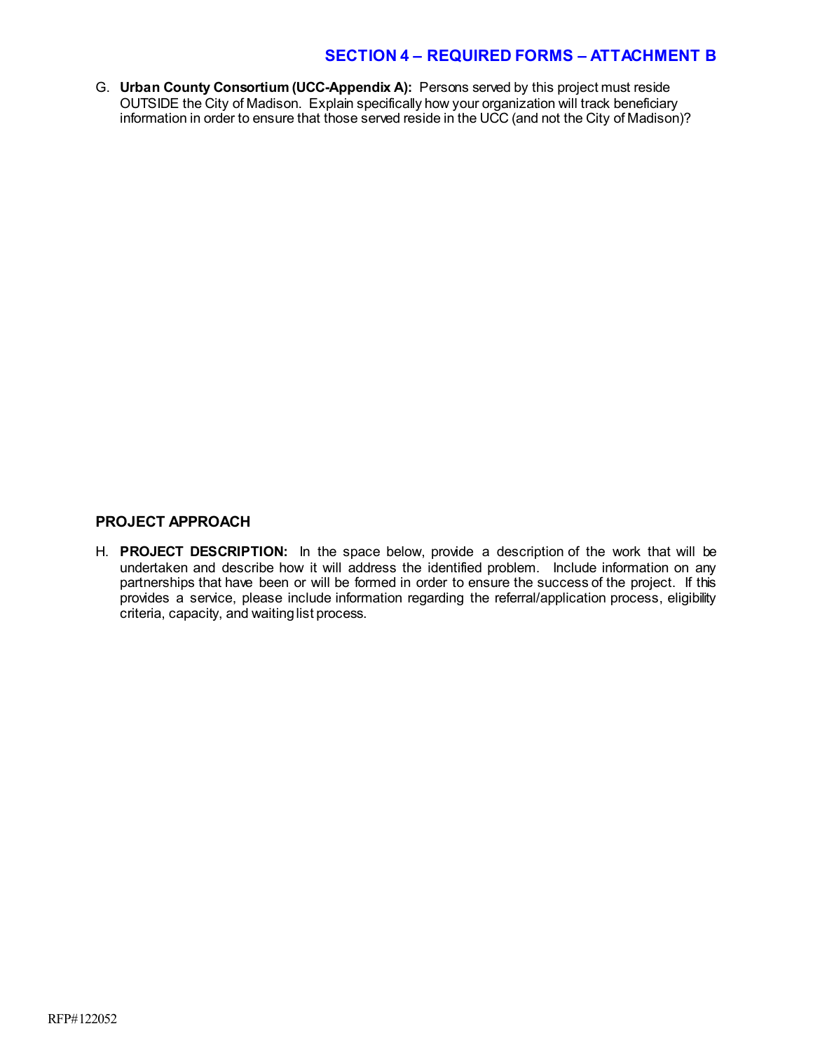## SECTION 4 – REQUIRED FORMS – ATTACHMENT B

G. **Urban County Consortium (UCC-Appendix A):** Persons served by this project must reside OUTSIDE the City of Madison. Explain specifically how your organization will track beneficiary information in order to ensure that those served reside in the UCC (and not the City of Madison)?

### PROJECT APPROACH

H. **PROJECT DESCRIPTION:** In the space below, provide a description of the work that will be undertaken and describe how it will address the identified problem. Include information on any partnerships that have been or will be formed in order to ensure the success of the project. If this provides a service, please include information regarding the referral/application process, eligibility criteria, capacity, and waiting list process.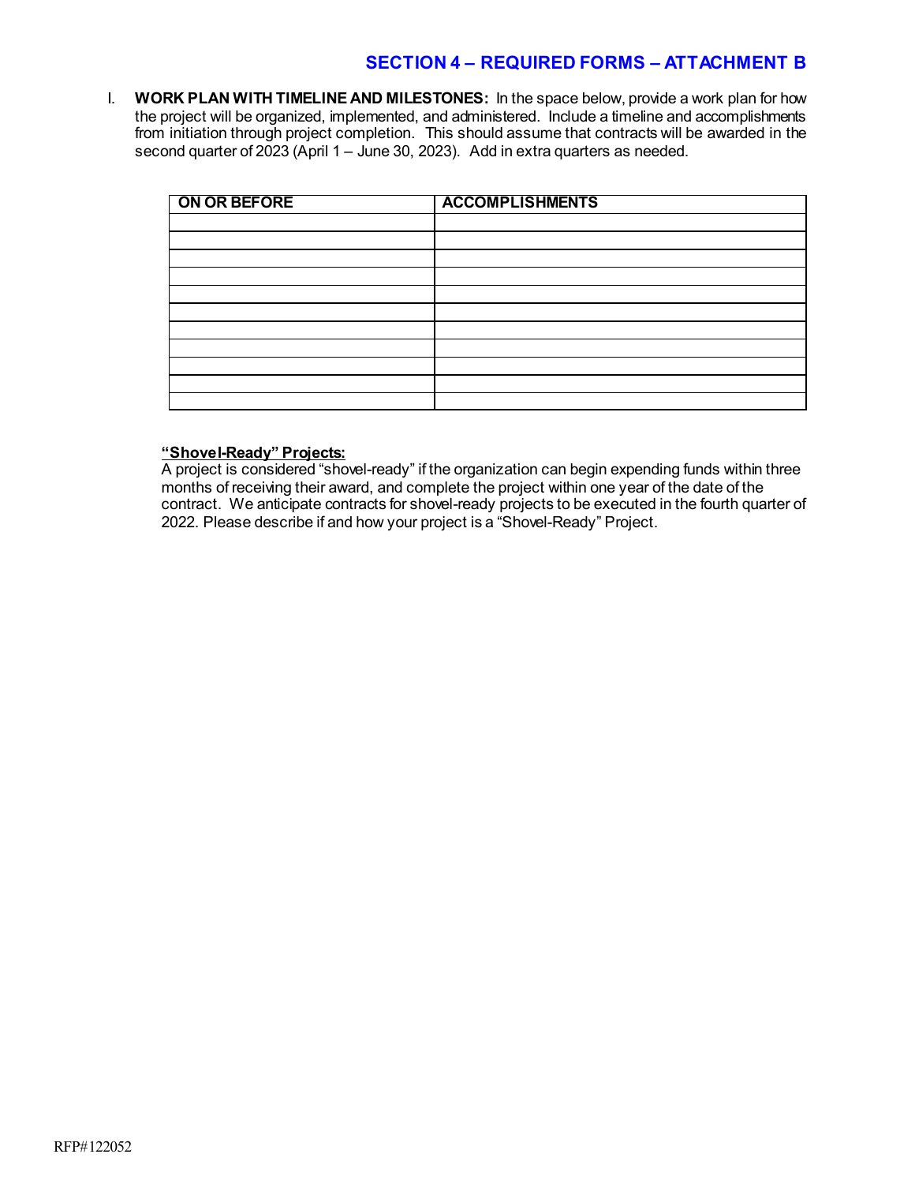## SECTION 4 – REQUIRED FORMS – ATTACHMENT B

I. **WORK PLAN WITH TIMELINE AND MILESTONES:** In the space below, provide a work plan for how the project will be organized, implemented, and administered. Include a timeline and accomplishments from initiation through project completion. This should assume that contracts will be awarded in the second quarter of 2023 (April 1 – June 30, 2023). Add in extra quarters as needed.

| ON OR BEFORE | ACCOMPLISHMENTS |
|---|---|
| | |
| | |
| | |
| | |
| | |
| | |
| | |
| | |
| | |
| | |
| | |

**"Shovel-Ready" Projects:**
A project is considered "shovel-ready" if the organization can begin expending funds within three months of receiving their award, and complete the project within one year of the date of the contract. We anticipate contracts for shovel-ready projects to be executed in the fourth quarter of 2022. Please describe if and how your project is a "Shovel-Ready" Project.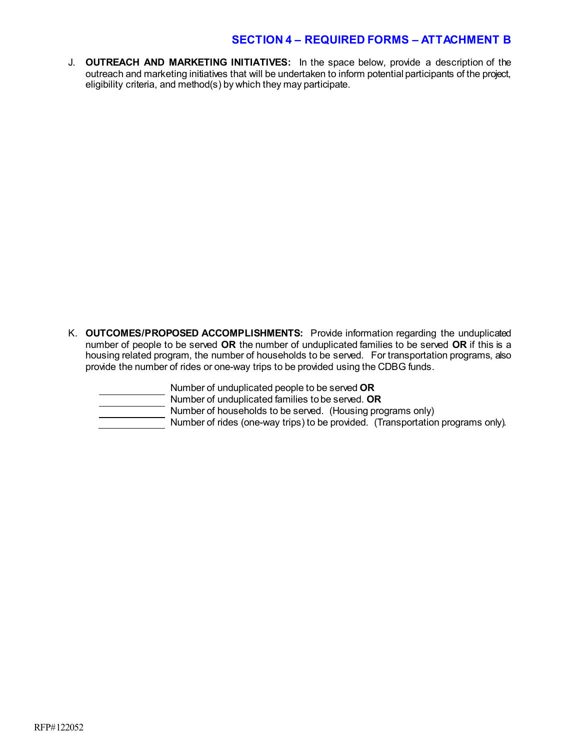## SECTION 4 – REQUIRED FORMS – ATTACHMENT B

J. **OUTREACH AND MARKETING INITIATIVES:** In the space below, provide a description of the outreach and marketing initiatives that will be undertaken to inform potential participants of the project, eligibility criteria, and method(s) by which they may participate.

K. **OUTCOMES/PROPOSED ACCOMPLISHMENTS:** Provide information regarding the unduplicated number of people to be served **OR** the number of unduplicated families to be served **OR** if this is a housing related program, the number of households to be served. For transportation programs, also provide the number of rides or one-way trips to be provided using the CDBG funds.

\_\_\_\_\_\_\_\_\_\_ Number of unduplicated people to be served **OR**
\_\_\_\_\_\_\_\_\_\_ Number of unduplicated families to be served. **OR**
\_\_\_\_\_\_\_\_\_\_ Number of households to be served. (Housing programs only)
\_\_\_\_\_\_\_\_\_\_ Number of rides (one-way trips) to be provided. (Transportation programs only).

RFP#122052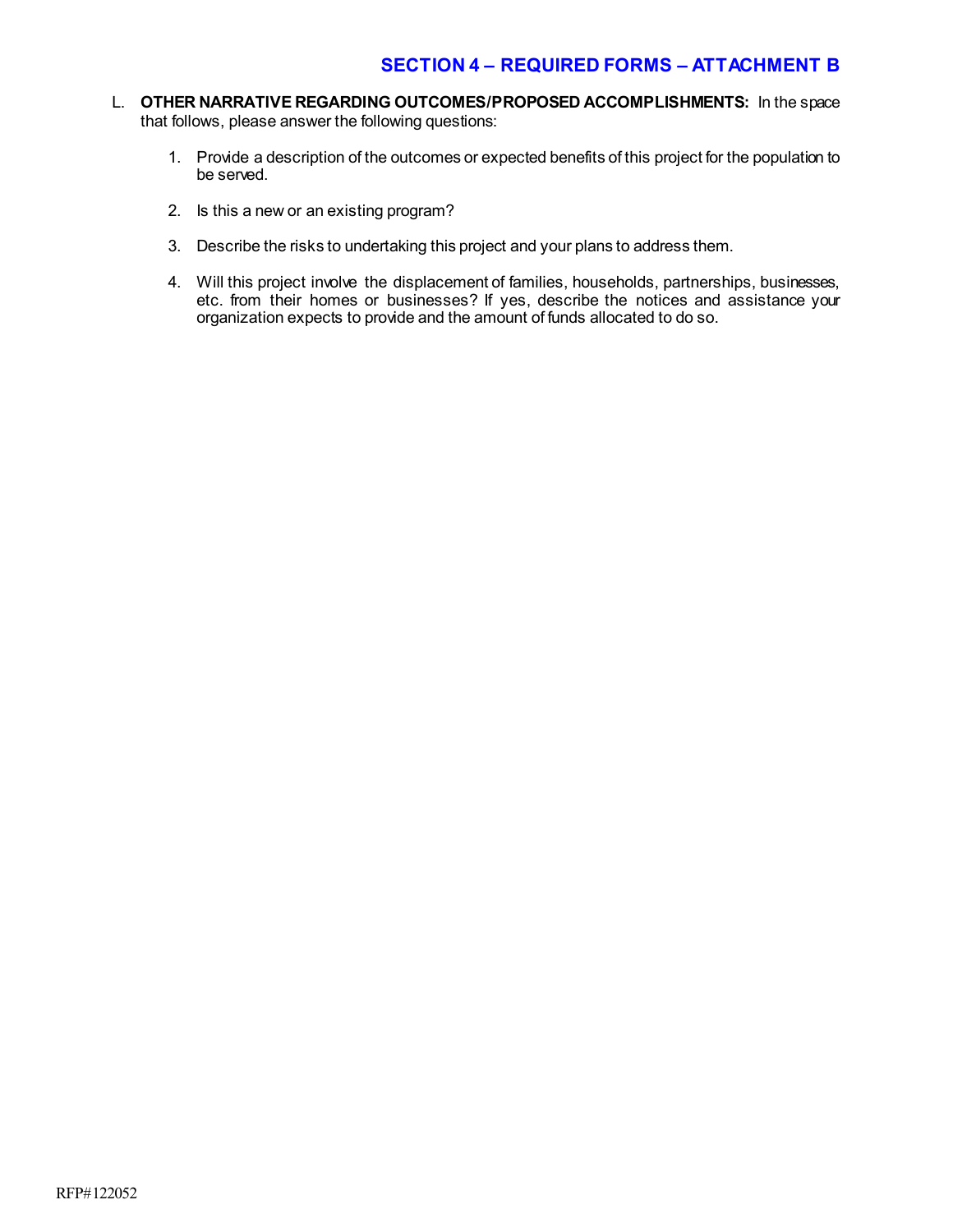## SECTION 4 – REQUIRED FORMS – ATTACHMENT B

L. **OTHER NARRATIVE REGARDING OUTCOMES/PROPOSED ACCOMPLISHMENTS:** In the space that follows, please answer the following questions:

1. Provide a description of the outcomes or expected benefits of this project for the population to be served.

2. Is this a new or an existing program?

3. Describe the risks to undertaking this project and your plans to address them.

4. Will this project involve the displacement of families, households, partnerships, businesses, etc. from their homes or businesses? If yes, describe the notices and assistance your organization expects to provide and the amount of funds allocated to do so.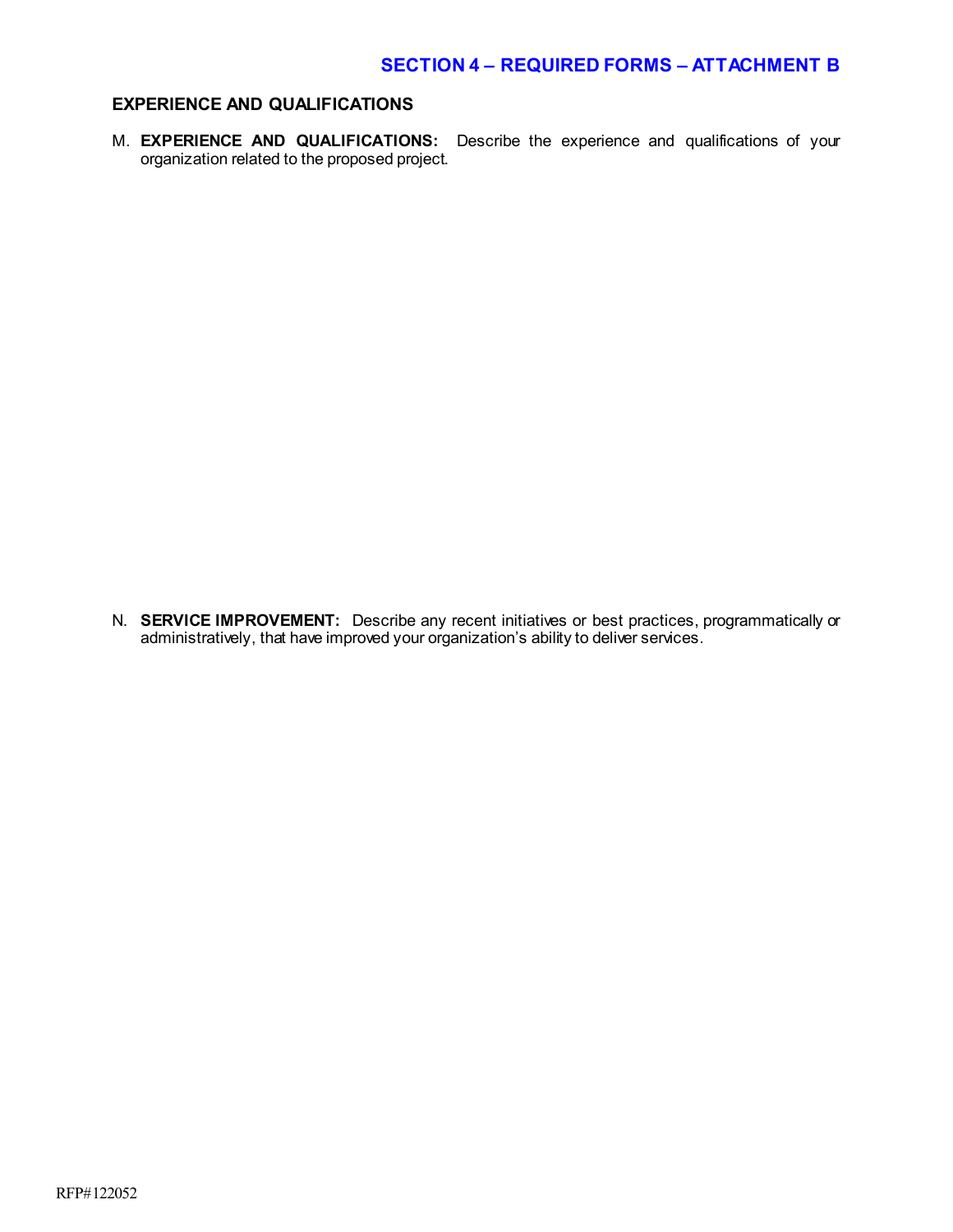## SECTION 4 – REQUIRED FORMS – ATTACHMENT B

### EXPERIENCE AND QUALIFICATIONS

M. **EXPERIENCE AND QUALIFICATIONS:** Describe the experience and qualifications of your organization related to the proposed project.

N. **SERVICE IMPROVEMENT:** Describe any recent initiatives or best practices, programmatically or administratively, that have improved your organization's ability to deliver services.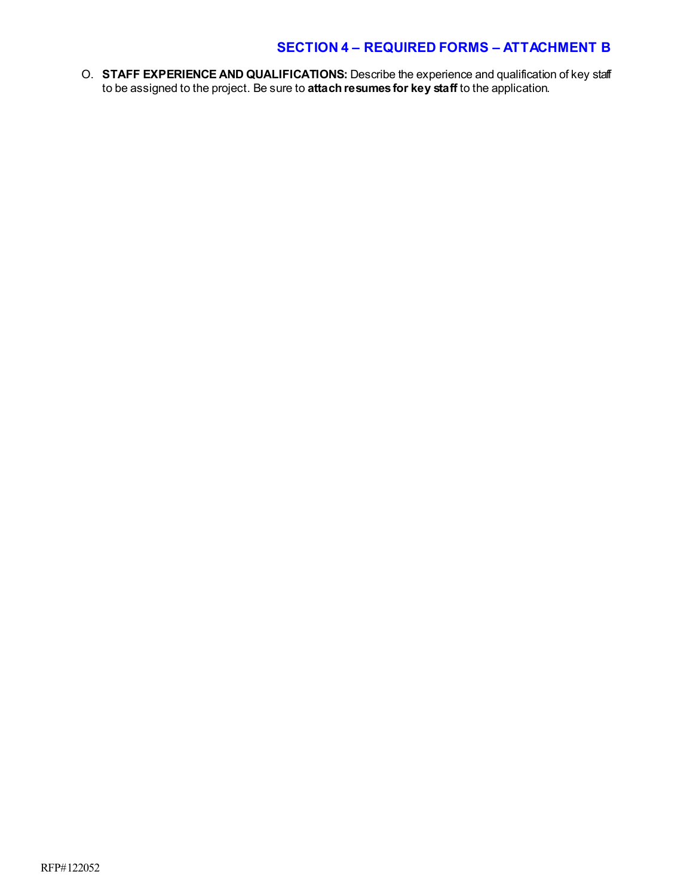## SECTION 4 – REQUIRED FORMS – ATTACHMENT B

O. **STAFF EXPERIENCE AND QUALIFICATIONS:** Describe the experience and qualification of key staff to be assigned to the project. Be sure to **attach resumes for key staff** to the application.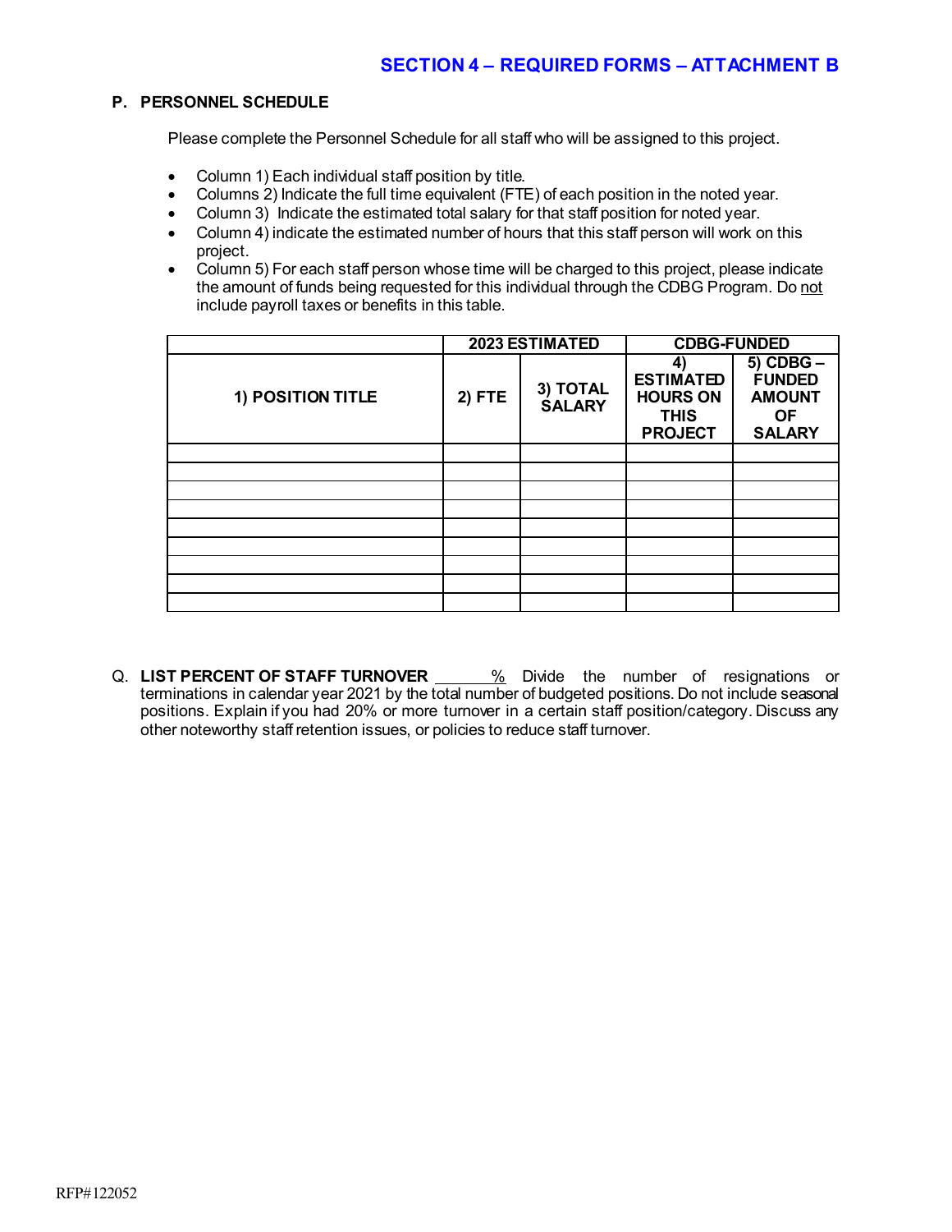## SECTION 4 – REQUIRED FORMS – ATTACHMENT B

### P. PERSONNEL SCHEDULE

Please complete the Personnel Schedule for all staff who will be assigned to this project.

- Column 1) Each individual staff position by title.
- Columns 2) Indicate the full time equivalent (FTE) of each position in the noted year.
- Column 3) Indicate the estimated total salary for that staff position for noted year.
- Column 4) indicate the estimated number of hours that this staff person will work on this project.
- Column 5) For each staff person whose time will be charged to this project, please indicate the amount of funds being requested for this individual through the CDBG Program. Do not include payroll taxes or benefits in this table.

| | 2023 ESTIMATED | | CDBG-FUNDED | |
|---|---|---|---|---|
| **1) POSITION TITLE** | **2) FTE** | **3) TOTAL SALARY** | **4) ESTIMATED HOURS ON THIS PROJECT** | **5) CDBG – FUNDED AMOUNT OF SALARY** |
| | | | | |
| | | | | |
| | | | | |
| | | | | |
| | | | | |
| | | | | |
| | | | | |
| | | | | |
| | | | | |

Q. **LIST PERCENT OF STAFF TURNOVER** ______% Divide the number of resignations or terminations in calendar year 2021 by the total number of budgeted positions. Do not include seasonal positions. Explain if you had 20% or more turnover in a certain staff position/category. Discuss any other noteworthy staff retention issues, or policies to reduce staff turnover.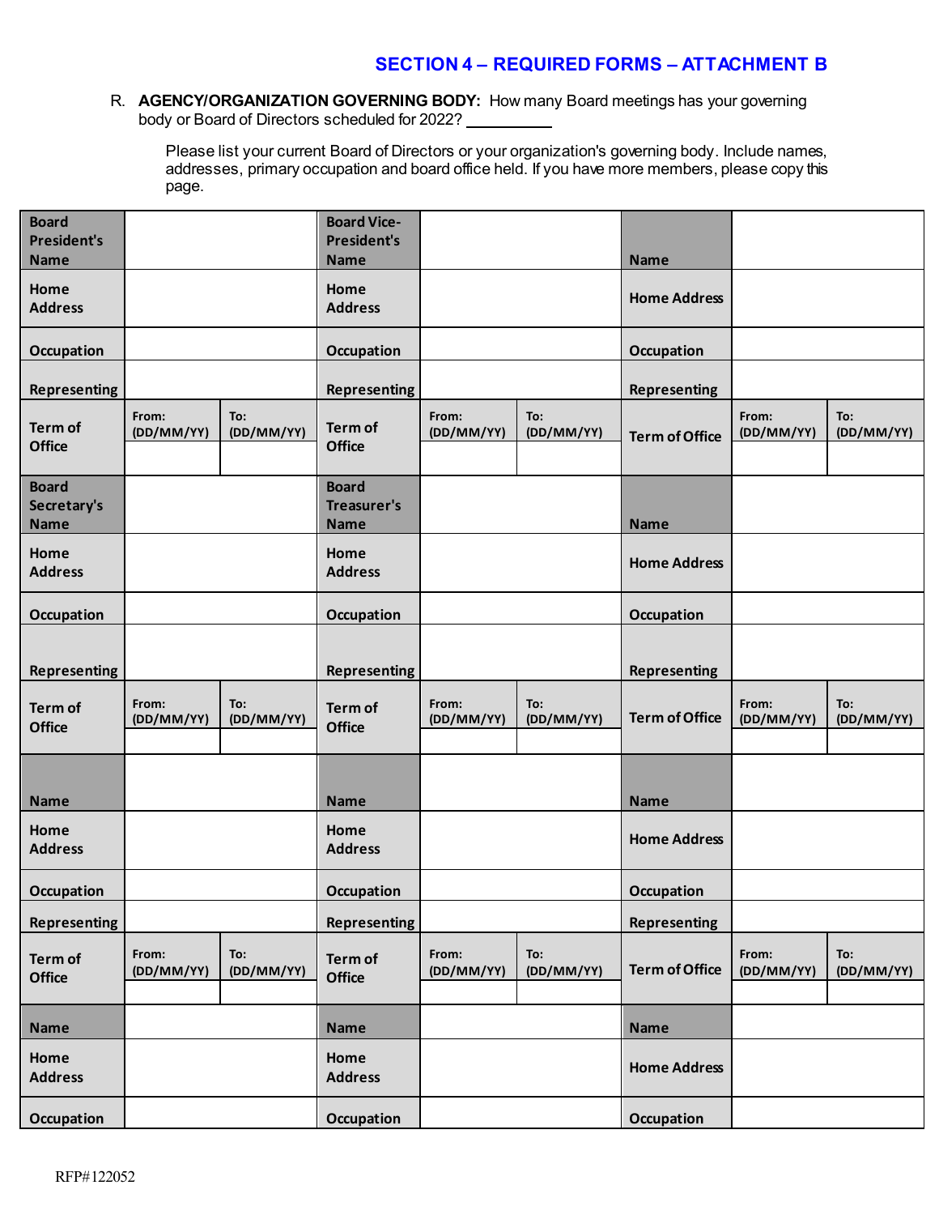## SECTION 4 – REQUIRED FORMS – ATTACHMENT B

R. **AGENCY/ORGANIZATION GOVERNING BODY:** How many Board meetings has your governing body or Board of Directors scheduled for 2022? __________

Please list your current Board of Directors or your organization's governing body. Include names, addresses, primary occupation and board office held. If you have more members, please copy this page.

| | | | | | | | | |
|---|---|---|---|---|---|---|---|---|
| **Board President's Name** | | | **Board Vice-President's Name** | | | **Name** | | |
| **Home Address** | | | **Home Address** | | | **Home Address** | | |
| **Occupation** | | | **Occupation** | | | **Occupation** | | |
| **Representing** | | | **Representing** | | | **Representing** | | |
| **Term of Office** | From: (DD/MM/YY) | To: (DD/MM/YY) | **Term of Office** | From: (DD/MM/YY) | To: (DD/MM/YY) | **Term of Office** | From: (DD/MM/YY) | To: (DD/MM/YY) |
| | | | | | | | | |
| **Board Secretary's Name** | | | **Board Treasurer's Name** | | | **Name** | | |
| **Home Address** | | | **Home Address** | | | **Home Address** | | |
| **Occupation** | | | **Occupation** | | | **Occupation** | | |
| **Representing** | | | **Representing** | | | **Representing** | | |
| **Term of Office** | From: (DD/MM/YY) | To: (DD/MM/YY) | **Term of Office** | From: (DD/MM/YY) | To: (DD/MM/YY) | **Term of Office** | From: (DD/MM/YY) | To: (DD/MM/YY) |
| | | | | | | | | |
| **Name** | | | **Name** | | | **Name** | | |
| **Home Address** | | | **Home Address** | | | **Home Address** | | |
| **Occupation** | | | **Occupation** | | | **Occupation** | | |
| **Representing** | | | **Representing** | | | **Representing** | | |
| **Term of Office** | From: (DD/MM/YY) | To: (DD/MM/YY) | **Term of Office** | From: (DD/MM/YY) | To: (DD/MM/YY) | **Term of Office** | From: (DD/MM/YY) | To: (DD/MM/YY) |
| | | | | | | | | |
| **Name** | | | **Name** | | | **Name** | | |
| **Home Address** | | | **Home Address** | | | **Home Address** | | |
| **Occupation** | | | **Occupation** | | | **Occupation** | | |

RFP#122052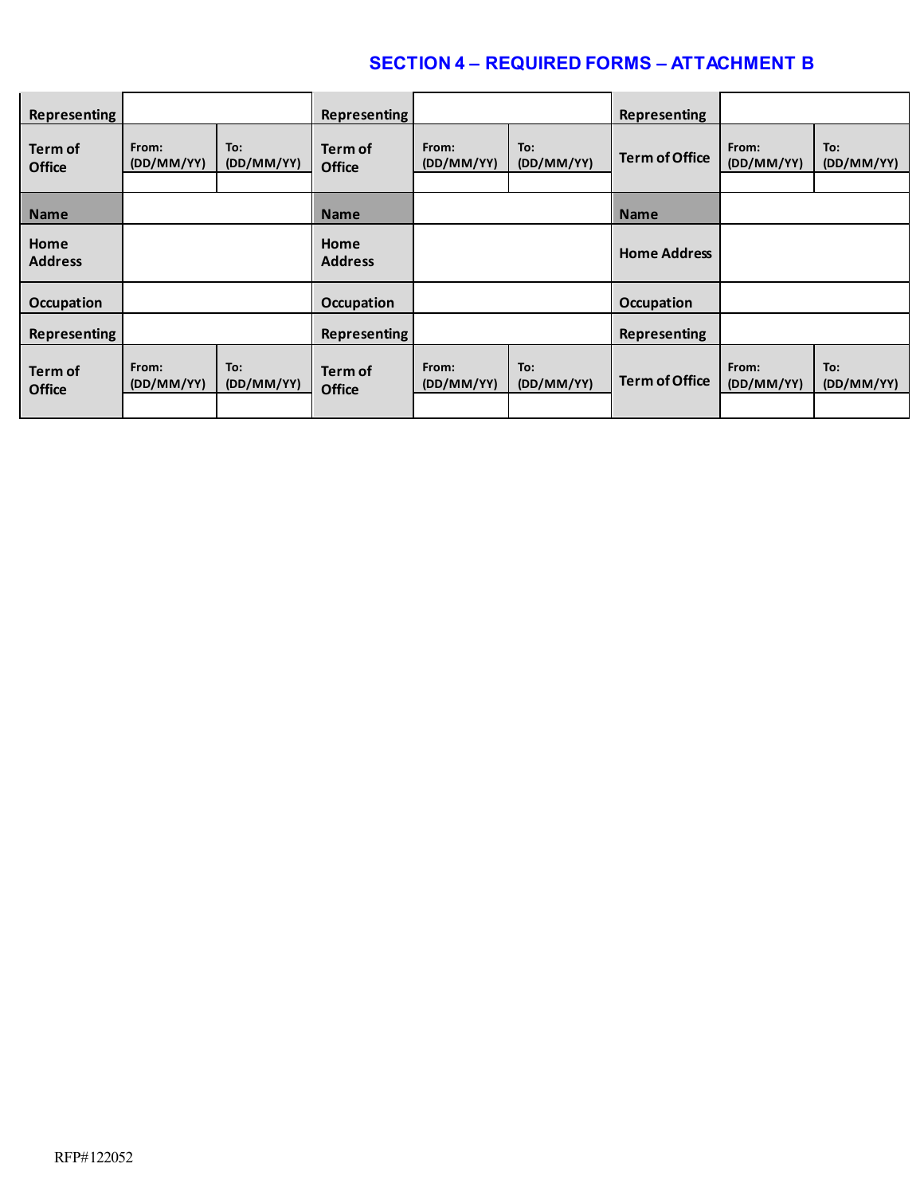## SECTION 4 – REQUIRED FORMS – ATTACHMENT B

| Representing | | | Representing | | | Representing | | |
|---|---|---|---|---|---|---|---|---|
| Term of Office | From: (DD/MM/YY) | To: (DD/MM/YY) | Term of Office | From: (DD/MM/YY) | To: (DD/MM/YY) | Term of Office | From: (DD/MM/YY) | To: (DD/MM/YY) |
| | | | | | | | | |
| Name | | | Name | | | Name | | |
| Home Address | | | Home Address | | | Home Address | | |
| Occupation | | | Occupation | | | Occupation | | |
| Representing | | | Representing | | | Representing | | |
| Term of Office | From: (DD/MM/YY) | To: (DD/MM/YY) | Term of Office | From: (DD/MM/YY) | To: (DD/MM/YY) | Term of Office | From: (DD/MM/YY) | To: (DD/MM/YY) |
| | | | | | | | | |

RFP#122052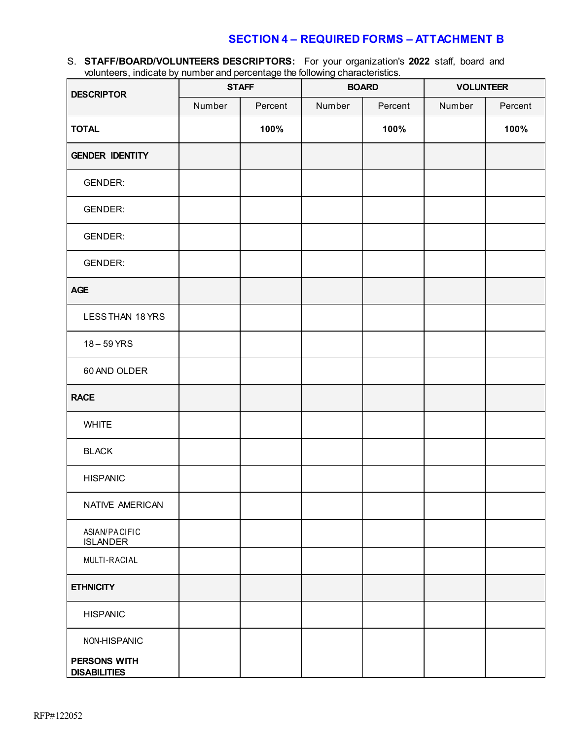## SECTION 4 – REQUIRED FORMS – ATTACHMENT B

S. **STAFF/BOARD/VOLUNTEERS DESCRIPTORS:** For your organization's **2022** staff, board and volunteers, indicate by number and percentage the following characteristics.

| DESCRIPTOR | STAFF | | BOARD | | VOLUNTEER | |
|---|---|---|---|---|---|---|
| | Number | Percent | Number | Percent | Number | Percent |
| **TOTAL** | | **100%** | | **100%** | | **100%** |
| **GENDER IDENTITY** | | | | | | |
| GENDER: | | | | | | |
| GENDER: | | | | | | |
| GENDER: | | | | | | |
| GENDER: | | | | | | |
| **AGE** | | | | | | |
| LESS THAN 18 YRS | | | | | | |
| 18 – 59 YRS | | | | | | |
| 60 AND OLDER | | | | | | |
| **RACE** | | | | | | |
| WHITE | | | | | | |
| BLACK | | | | | | |
| HISPANIC | | | | | | |
| NATIVE AMERICAN | | | | | | |
| ASIAN/PACIFIC ISLANDER | | | | | | |
| MULTI-RACIAL | | | | | | |
| **ETHNICITY** | | | | | | |
| HISPANIC | | | | | | |
| NON-HISPANIC | | | | | | |
| **PERSONS WITH DISABILITIES** | | | | | | |

RFP#122052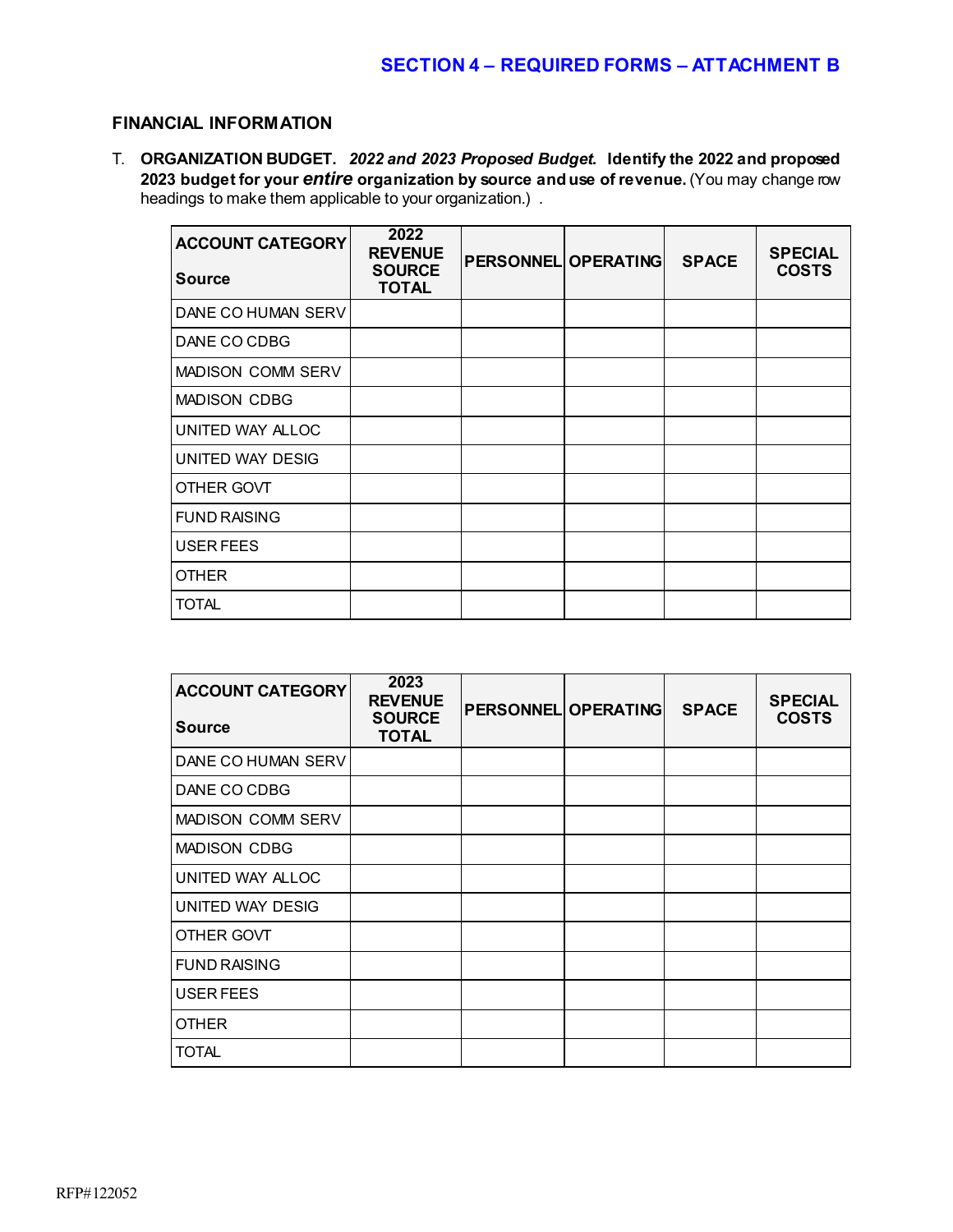## SECTION 4 – REQUIRED FORMS – ATTACHMENT B

### FINANCIAL INFORMATION

T. **ORGANIZATION BUDGET.** ***2022 and 2023 Proposed Budget.*** **Identify the 2022 and proposed 2023 budget for your *entire* organization by source and use of revenue.** (You may change row headings to make them applicable to your organization.) .

| ACCOUNT CATEGORY<br>Source | 2022 REVENUE SOURCE TOTAL | PERSONNEL | OPERATING | SPACE | SPECIAL COSTS |
|---|---|---|---|---|---|
| DANE CO HUMAN SERV | | | | | |
| DANE CO CDBG | | | | | |
| MADISON COMM SERV | | | | | |
| MADISON CDBG | | | | | |
| UNITED WAY ALLOC | | | | | |
| UNITED WAY DESIG | | | | | |
| OTHER GOVT | | | | | |
| FUND RAISING | | | | | |
| USER FEES | | | | | |
| OTHER | | | | | |
| TOTAL | | | | | |

| ACCOUNT CATEGORY<br>Source | 2023 REVENUE SOURCE TOTAL | PERSONNEL | OPERATING | SPACE | SPECIAL COSTS |
|---|---|---|---|---|---|
| DANE CO HUMAN SERV | | | | | |
| DANE CO CDBG | | | | | |
| MADISON COMM SERV | | | | | |
| MADISON CDBG | | | | | |
| UNITED WAY ALLOC | | | | | |
| UNITED WAY DESIG | | | | | |
| OTHER GOVT | | | | | |
| FUND RAISING | | | | | |
| USER FEES | | | | | |
| OTHER | | | | | |
| TOTAL | | | | | |

RFP#122052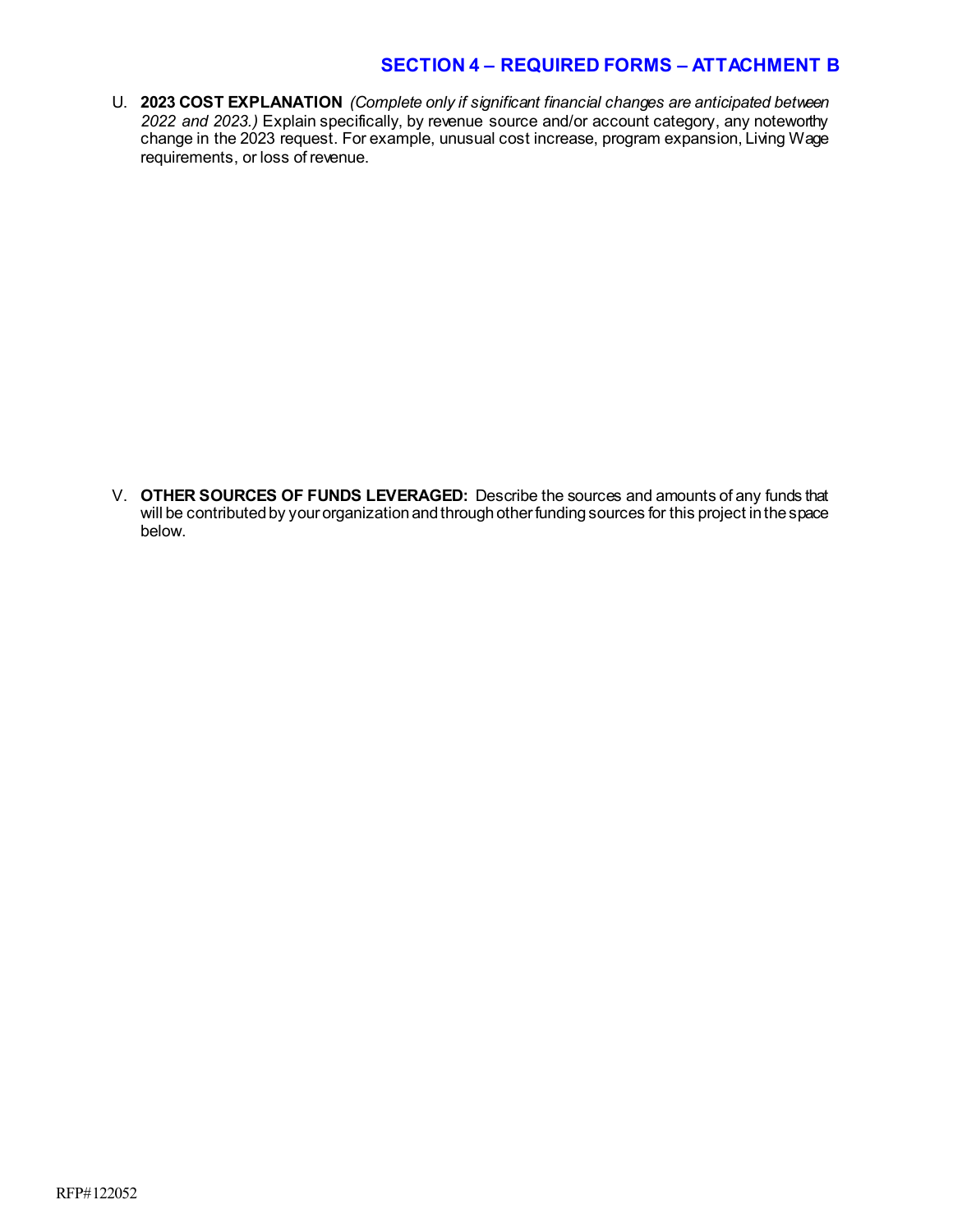## SECTION 4 – REQUIRED FORMS – ATTACHMENT B

U. **2023 COST EXPLANATION** *(Complete only if significant financial changes are anticipated between 2022 and 2023.)* Explain specifically, by revenue source and/or account category, any noteworthy change in the 2023 request. For example, unusual cost increase, program expansion, Living Wage requirements, or loss of revenue.

V. **OTHER SOURCES OF FUNDS LEVERAGED:** Describe the sources and amounts of any funds that will be contributed by your organization and through other funding sources for this project in the space below.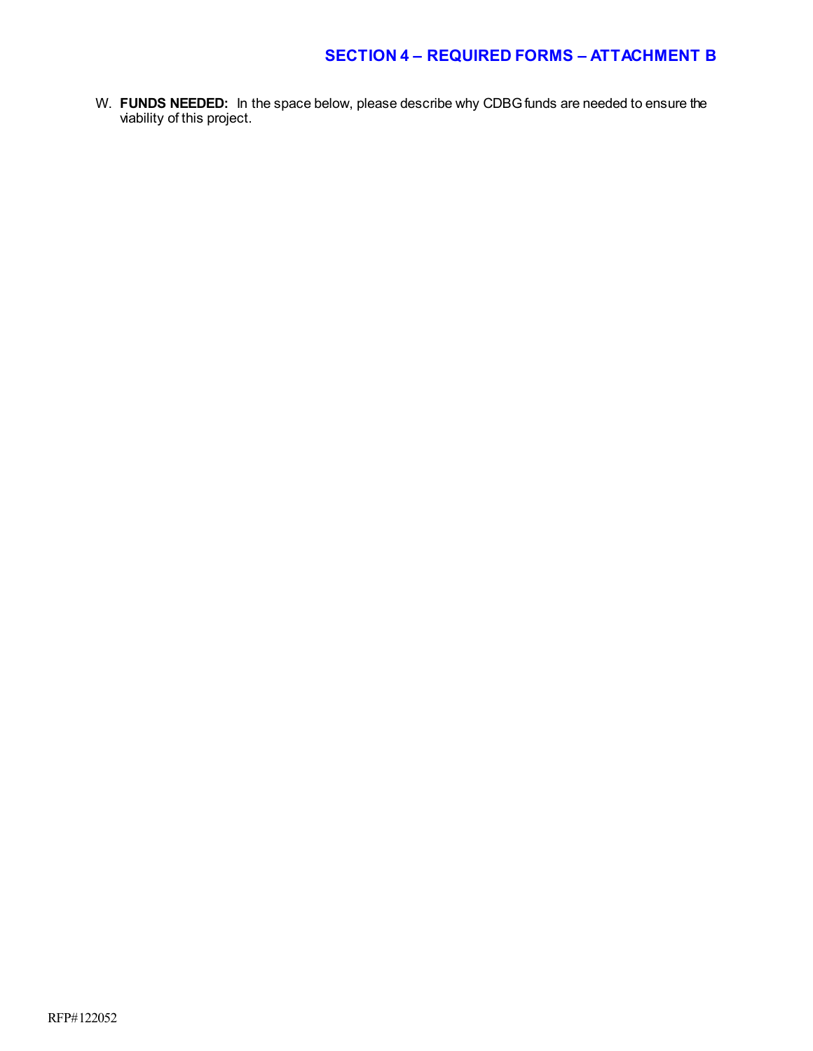## SECTION 4 – REQUIRED FORMS – ATTACHMENT B

W. **FUNDS NEEDED:** In the space below, please describe why CDBG funds are needed to ensure the viability of this project.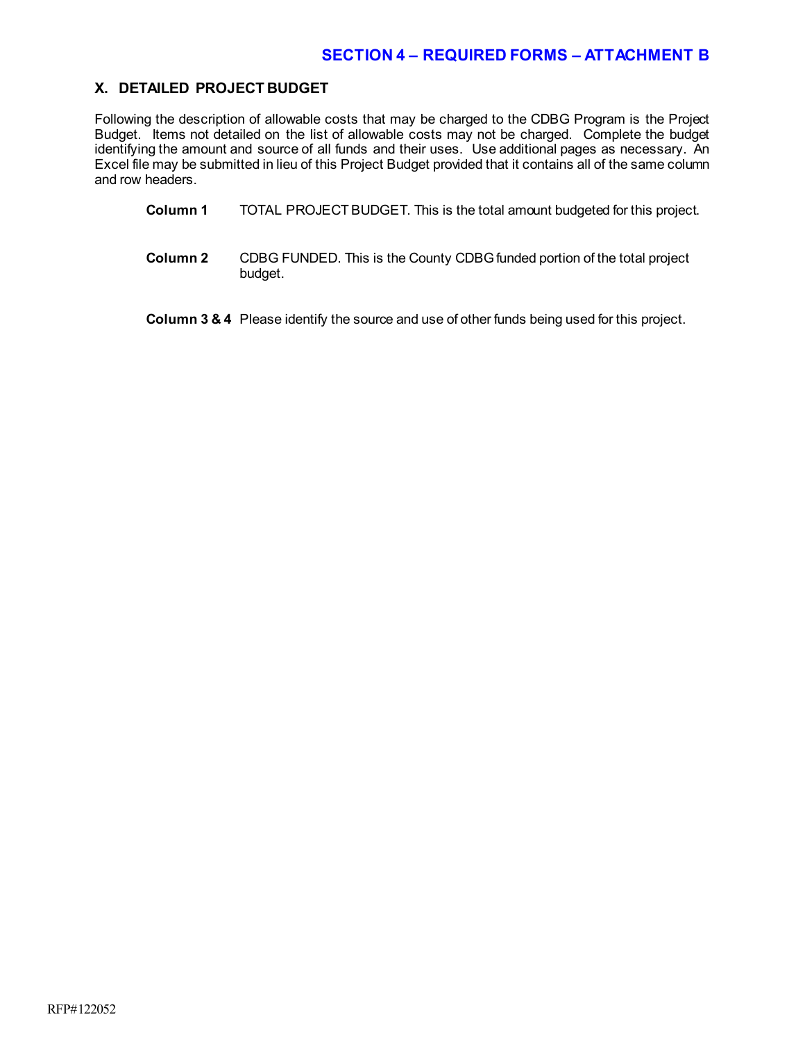## SECTION 4 – REQUIRED FORMS – ATTACHMENT B

### X. DETAILED PROJECT BUDGET

Following the description of allowable costs that may be charged to the CDBG Program is the Project Budget. Items not detailed on the list of allowable costs may not be charged. Complete the budget identifying the amount and source of all funds and their uses. Use additional pages as necessary. An Excel file may be submitted in lieu of this Project Budget provided that it contains all of the same column and row headers.

**Column 1** TOTAL PROJECT BUDGET. This is the total amount budgeted for this project.

**Column 2** CDBG FUNDED. This is the County CDBG funded portion of the total project budget.

**Column 3 & 4** Please identify the source and use of other funds being used for this project.

RFP#122052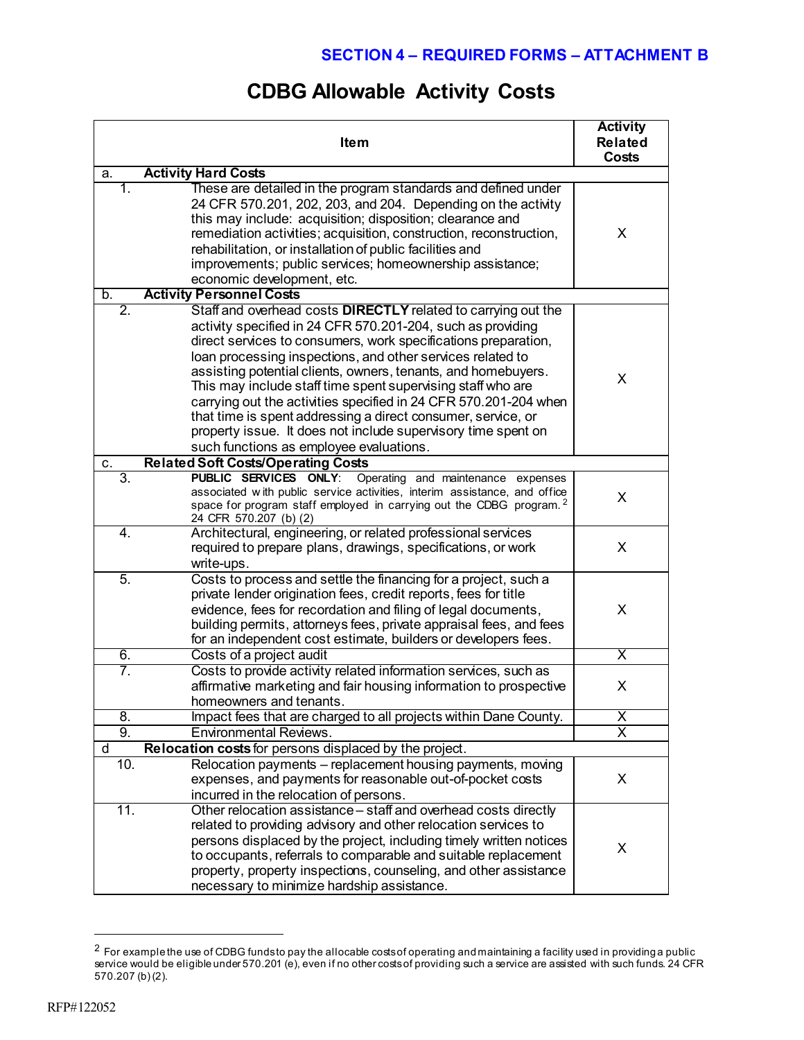## SECTION 4 – REQUIRED FORMS – ATTACHMENT B

# CDBG Allowable Activity Costs

| Item | | Activity Related Costs |
|---|---|---|
| a. | **Activity Hard Costs** | |
| 1. | These are detailed in the program standards and defined under 24 CFR 570.201, 202, 203, and 204. Depending on the activity this may include: acquisition; disposition; clearance and remediation activities; acquisition, construction, reconstruction, rehabilitation, or installation of public facilities and improvements; public services; homeownership assistance; economic development, etc. | X |
| b. | **Activity Personnel Costs** | |
| 2. | Staff and overhead costs **DIRECTLY** related to carrying out the activity specified in 24 CFR 570.201-204, such as providing direct services to consumers, work specifications preparation, loan processing inspections, and other services related to assisting potential clients, owners, tenants, and homebuyers. This may include staff time spent supervising staff who are carrying out the activities specified in 24 CFR 570.201-204 when that time is spent addressing a direct consumer, service, or property issue. It does not include supervisory time spent on such functions as employee evaluations. | X |
| c. | **Related Soft Costs/Operating Costs** | |
| 3. | **PUBLIC SERVICES ONLY**: Operating and maintenance expenses associated with public service activities, interim assistance, and office space for program staff employed in carrying out the CDBG program.[2] 24 CFR 570.207 (b) (2) | X |
| 4. | Architectural, engineering, or related professional services required to prepare plans, drawings, specifications, or work write-ups. | X |
| 5. | Costs to process and settle the financing for a project, such a private lender origination fees, credit reports, fees for title evidence, fees for recordation and filing of legal documents, building permits, attorneys fees, private appraisal fees, and fees for an independent cost estimate, builders or developers fees. | X |
| 6. | Costs of a project audit | X |
| 7. | Costs to provide activity related information services, such as affirmative marketing and fair housing information to prospective homeowners and tenants. | X |
| 8. | Impact fees that are charged to all projects within Dane County. | X |
| 9. | Environmental Reviews. | X |
| d | **Relocation costs** for persons displaced by the project. | |
| 10. | Relocation payments – replacement housing payments, moving expenses, and payments for reasonable out-of-pocket costs incurred in the relocation of persons. | X |
| 11. | Other relocation assistance – staff and overhead costs directly related to providing advisory and other relocation services to persons displaced by the project, including timely written notices to occupants, referrals to comparable and suitable replacement property, property inspections, counseling, and other assistance necessary to minimize hardship assistance. | X |

[2] For example the use of CDBG funds to pay the allocable costs of operating and maintaining a facility used in providing a public service would be eligible under 570.201 (e), even if no other costs of providing such a service are assisted with such funds. 24 CFR 570.207 (b) (2).

RFP#122052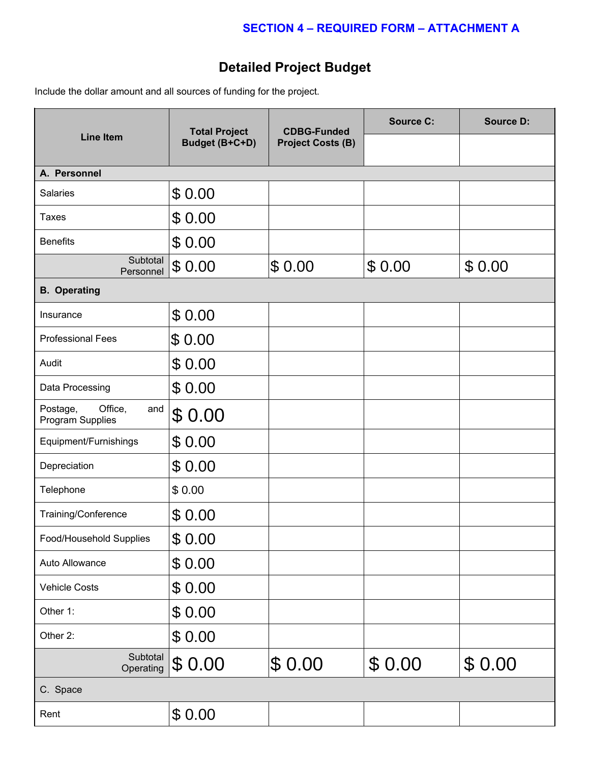SECTION 4 – REQUIRED FORM – ATTACHMENT A

# Detailed Project Budget

Include the dollar amount and all sources of funding for the project.

| Line Item | Total Project Budget (B+C+D) | CDBG-Funded Project Costs (B) | Source C: | Source D: |
|---|---|---|---|---|
| **A. Personnel** | | | | |
| Salaries | $ 0.00 | | | |
| Taxes | $ 0.00 | | | |
| Benefits | $ 0.00 | | | |
| Subtotal Personnel | $ 0.00 | $ 0.00 | $ 0.00 | $ 0.00 |
| **B. Operating** | | | | |
| Insurance | $ 0.00 | | | |
| Professional Fees | $ 0.00 | | | |
| Audit | $ 0.00 | | | |
| Data Processing | $ 0.00 | | | |
| Postage, Office, and Program Supplies | $ 0.00 | | | |
| Equipment/Furnishings | $ 0.00 | | | |
| Depreciation | $ 0.00 | | | |
| Telephone | $ 0.00 | | | |
| Training/Conference | $ 0.00 | | | |
| Food/Household Supplies | $ 0.00 | | | |
| Auto Allowance | $ 0.00 | | | |
| Vehicle Costs | $ 0.00 | | | |
| Other 1: | $ 0.00 | | | |
| Other 2: | $ 0.00 | | | |
| Subtotal Operating | $ 0.00 | $ 0.00 | $ 0.00 | $ 0.00 |
| C. Space | | | | |
| Rent | $ 0.00 | | | |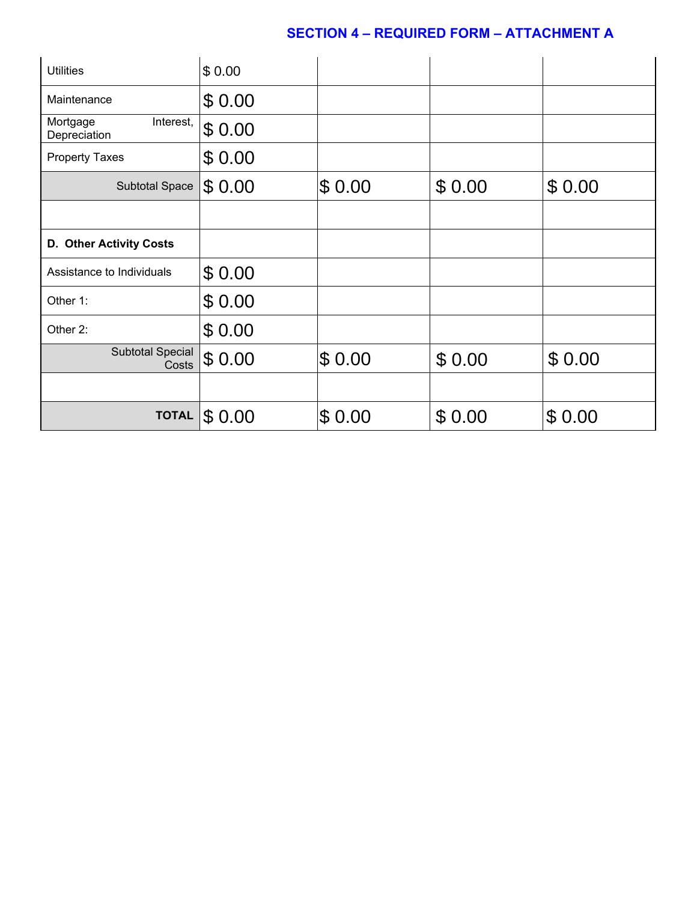## SECTION 4 – REQUIRED FORM – ATTACHMENT A

| | | | | |
|---|---|---|---|---|
| Utilities | $ 0.00 | | | |
| Maintenance | $ 0.00 | | | |
| Mortgage Interest, Depreciation | $ 0.00 | | | |
| Property Taxes | $ 0.00 | | | |
| Subtotal Space | $ 0.00 | $ 0.00 | $ 0.00 | $ 0.00 |
| | | | | |
| **D. Other Activity Costs** | | | | |
| Assistance to Individuals | $ 0.00 | | | |
| Other 1: | $ 0.00 | | | |
| Other 2: | $ 0.00 | | | |
| Subtotal Special Costs | $ 0.00 | $ 0.00 | $ 0.00 | $ 0.00 |
| | | | | |
| **TOTAL** | $ 0.00 | $ 0.00 | $ 0.00 | $ 0.00 |